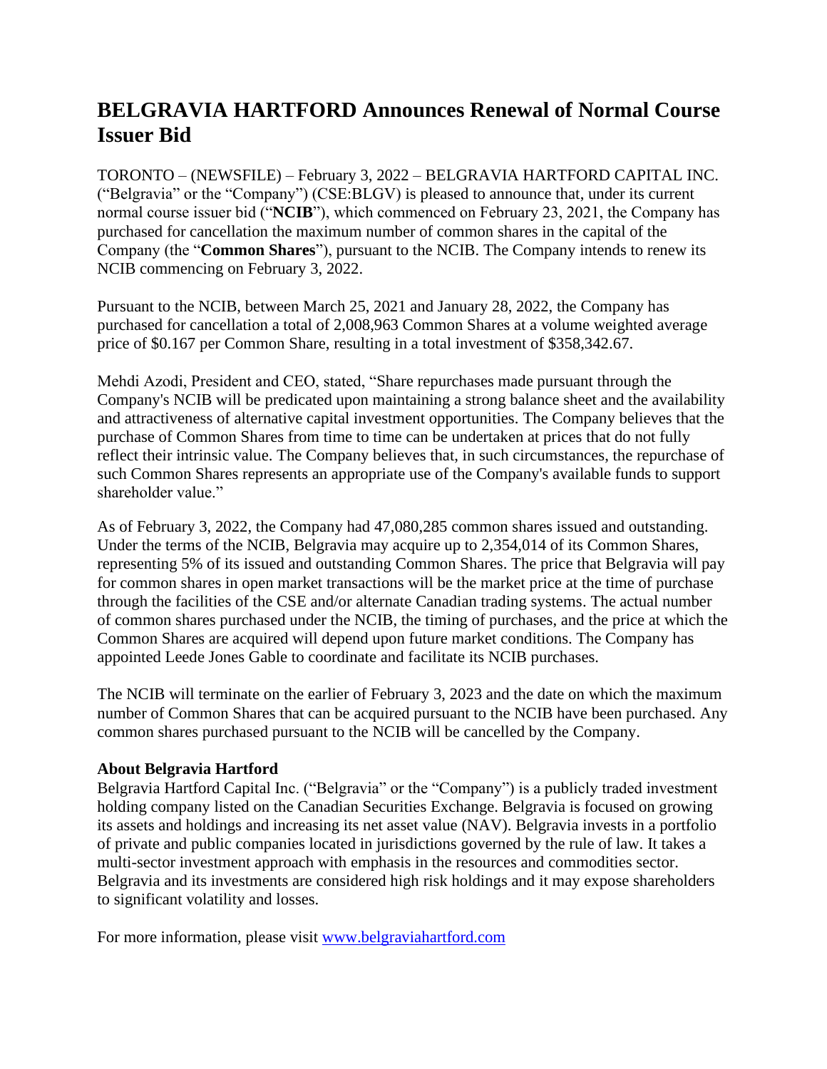# BELGRAVIA HARTFORD Announces Renewal of Normal Course Issuer Bid

TORONTO – (NEWSFILE) – February 3, 2022 – BELGRAVIA HARTFORD CAPITAL INC. ("Belgravia" or the "Company") (CSE:BLGV) is pleased to announce that, under its current normal course issuer bid ("**NCIB**"), which commenced on February 23, 2021, the Company has purchased for cancellation the maximum number of common shares in the capital of the Company (the "**Common Shares**"), pursuant to the NCIB. The Company intends to renew its NCIB commencing on February 3, 2022.

Pursuant to the NCIB, between March 25, 2021 and January 28, 2022, the Company has purchased for cancellation a total of 2,008,963 Common Shares at a volume weighted average price of $0.167 per Common Share, resulting in a total investment of $358,342.67.

Mehdi Azodi, President and CEO, stated, "Share repurchases made pursuant through the Company's NCIB will be predicated upon maintaining a strong balance sheet and the availability and attractiveness of alternative capital investment opportunities. The Company believes that the purchase of Common Shares from time to time can be undertaken at prices that do not fully reflect their intrinsic value. The Company believes that, in such circumstances, the repurchase of such Common Shares represents an appropriate use of the Company's available funds to support shareholder value."

As of February 3, 2022, the Company had 47,080,285 common shares issued and outstanding. Under the terms of the NCIB, Belgravia may acquire up to 2,354,014 of its Common Shares, representing 5% of its issued and outstanding Common Shares. The price that Belgravia will pay for common shares in open market transactions will be the market price at the time of purchase through the facilities of the CSE and/or alternate Canadian trading systems. The actual number of common shares purchased under the NCIB, the timing of purchases, and the price at which the Common Shares are acquired will depend upon future market conditions. The Company has appointed Leede Jones Gable to coordinate and facilitate its NCIB purchases.

The NCIB will terminate on the earlier of February 3, 2023 and the date on which the maximum number of Common Shares that can be acquired pursuant to the NCIB have been purchased. Any common shares purchased pursuant to the NCIB will be cancelled by the Company.

**About Belgravia Hartford**

Belgravia Hartford Capital Inc. ("Belgravia" or the "Company") is a publicly traded investment holding company listed on the Canadian Securities Exchange. Belgravia is focused on growing its assets and holdings and increasing its net asset value (NAV). Belgravia invests in a portfolio of private and public companies located in jurisdictions governed by the rule of law. It takes a multi-sector investment approach with emphasis in the resources and commodities sector. Belgravia and its investments are considered high risk holdings and it may expose shareholders to significant volatility and losses.

For more information, please visit [www.belgraviahartford.com](www.belgraviahartford.com)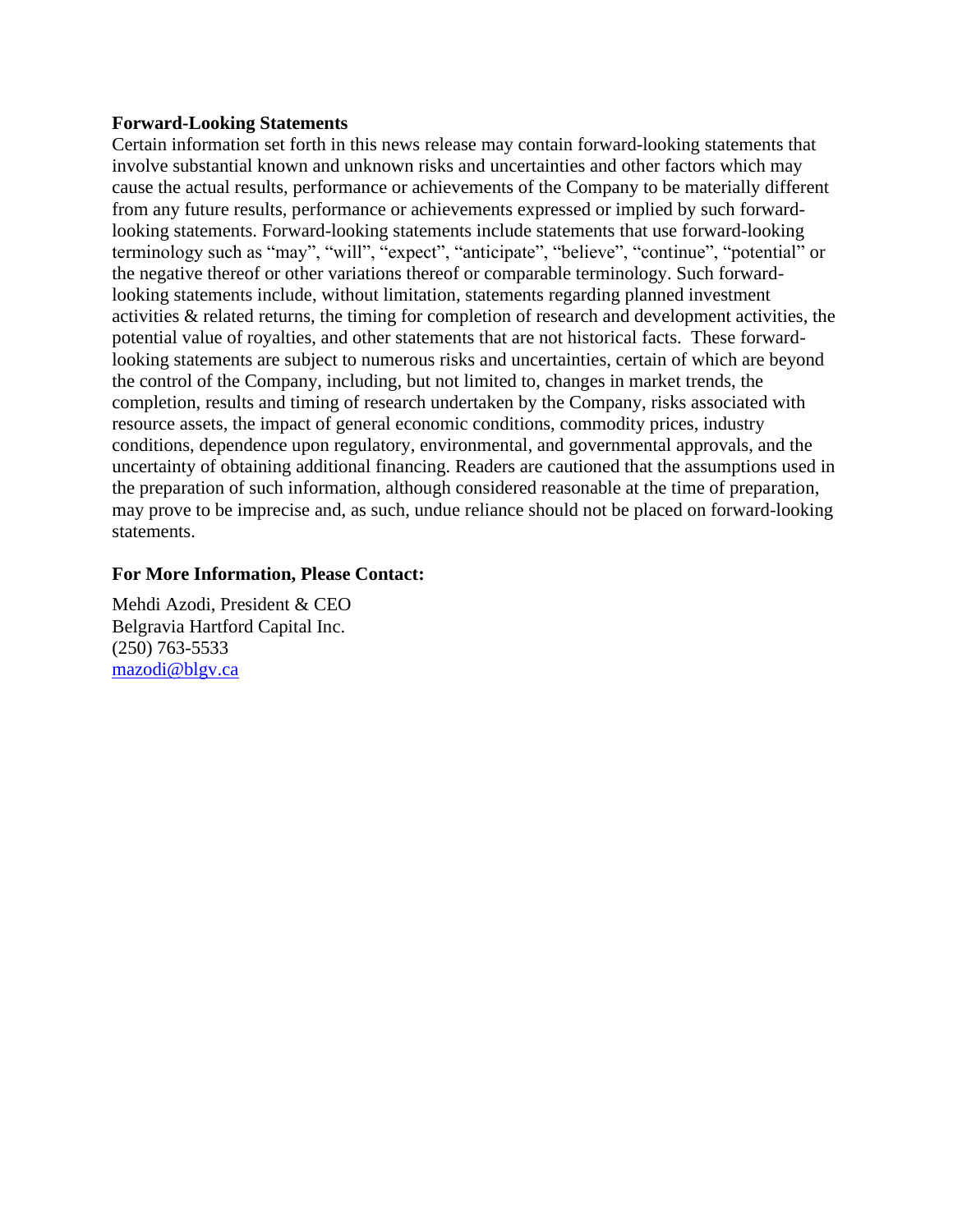**Forward-Looking Statements**

Certain information set forth in this news release may contain forward-looking statements that involve substantial known and unknown risks and uncertainties and other factors which may cause the actual results, performance or achievements of the Company to be materially different from any future results, performance or achievements expressed or implied by such forward-looking statements. Forward-looking statements include statements that use forward-looking terminology such as "may", "will", "expect", "anticipate", "believe", "continue", "potential" or the negative thereof or other variations thereof or comparable terminology. Such forward-looking statements include, without limitation, statements regarding planned investment activities & related returns, the timing for completion of research and development activities, the potential value of royalties, and other statements that are not historical facts. These forward-looking statements are subject to numerous risks and uncertainties, certain of which are beyond the control of the Company, including, but not limited to, changes in market trends, the completion, results and timing of research undertaken by the Company, risks associated with resource assets, the impact of general economic conditions, commodity prices, industry conditions, dependence upon regulatory, environmental, and governmental approvals, and the uncertainty of obtaining additional financing. Readers are cautioned that the assumptions used in the preparation of such information, although considered reasonable at the time of preparation, may prove to be imprecise and, as such, undue reliance should not be placed on forward-looking statements.

**For More Information, Please Contact:**

Mehdi Azodi, President & CEO
Belgravia Hartford Capital Inc.
(250) 763-5533
mazodi@blgv.ca